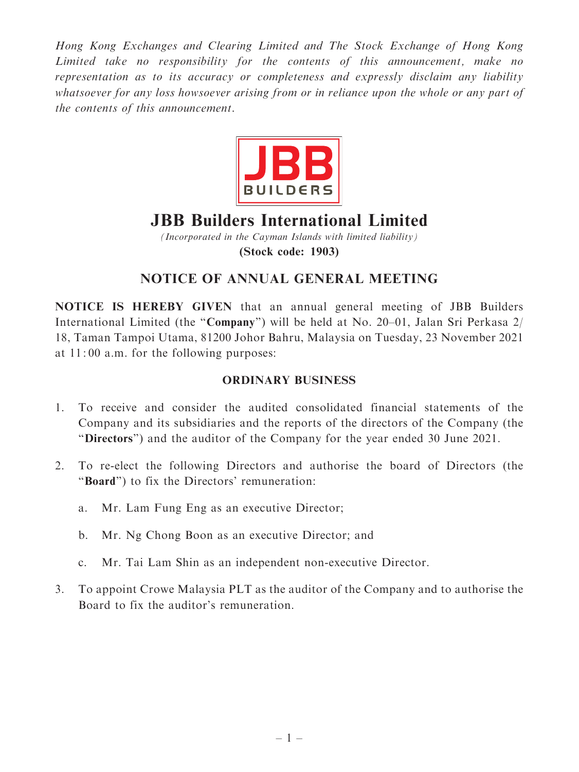*Hong Kong Exchanges and Clearing Limited and The Stock Exchange of Hong Kong Limited take no responsibility for the contents of this announcement, make no representation as to its accuracy or completeness and expressly disclaim any liability whatsoever for any loss howsoever arising from or in reliance upon the whole or any part of the contents of this announcement.*

# JBB Builders International Limited

*(Incorporated in the Cayman Islands with limited liability)*

**(Stock code: 1903)**

## NOTICE OF ANNUAL GENERAL MEETING

**NOTICE IS HEREBY GIVEN** that an annual general meeting of JBB Builders International Limited (the "**Company**") will be held at No. 20–01, Jalan Sri Perkasa 2/18, Taman Tampoi Utama, 81200 Johor Bahru, Malaysia on Tuesday, 23 November 2021 at 11:00 a.m. for the following purposes:

### ORDINARY BUSINESS

1. To receive and consider the audited consolidated financial statements of the Company and its subsidiaries and the reports of the directors of the Company (the "**Directors**") and the auditor of the Company for the year ended 30 June 2021.

2. To re-elect the following Directors and authorise the board of Directors (the "**Board**") to fix the Directors' remuneration:

   a. Mr. Lam Fung Eng as an executive Director;

   b. Mr. Ng Chong Boon as an executive Director; and

   c. Mr. Tai Lam Shin as an independent non-executive Director.

3. To appoint Crowe Malaysia PLT as the auditor of the Company and to authorise the Board to fix the auditor's remuneration.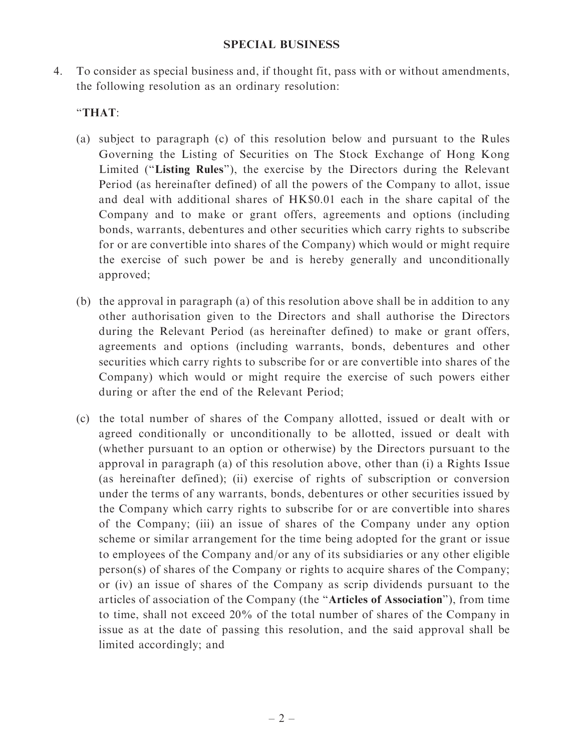## SPECIAL BUSINESS

4. To consider as special business and, if thought fit, pass with or without amendments, the following resolution as an ordinary resolution:

   "**THAT**:

   (a) subject to paragraph (c) of this resolution below and pursuant to the Rules Governing the Listing of Securities on The Stock Exchange of Hong Kong Limited ("**Listing Rules**"), the exercise by the Directors during the Relevant Period (as hereinafter defined) of all the powers of the Company to allot, issue and deal with additional shares of HK$0.01 each in the share capital of the Company and to make or grant offers, agreements and options (including bonds, warrants, debentures and other securities which carry rights to subscribe for or are convertible into shares of the Company) which would or might require the exercise of such power be and is hereby generally and unconditionally approved;

   (b) the approval in paragraph (a) of this resolution above shall be in addition to any other authorisation given to the Directors and shall authorise the Directors during the Relevant Period (as hereinafter defined) to make or grant offers, agreements and options (including warrants, bonds, debentures and other securities which carry rights to subscribe for or are convertible into shares of the Company) which would or might require the exercise of such powers either during or after the end of the Relevant Period;

   (c) the total number of shares of the Company allotted, issued or dealt with or agreed conditionally or unconditionally to be allotted, issued or dealt with (whether pursuant to an option or otherwise) by the Directors pursuant to the approval in paragraph (a) of this resolution above, other than (i) a Rights Issue (as hereinafter defined); (ii) exercise of rights of subscription or conversion under the terms of any warrants, bonds, debentures or other securities issued by the Company which carry rights to subscribe for or are convertible into shares of the Company; (iii) an issue of shares of the Company under any option scheme or similar arrangement for the time being adopted for the grant or issue to employees of the Company and/or any of its subsidiaries or any other eligible person(s) of shares of the Company or rights to acquire shares of the Company; or (iv) an issue of shares of the Company as scrip dividends pursuant to the articles of association of the Company (the "**Articles of Association**"), from time to time, shall not exceed 20% of the total number of shares of the Company in issue as at the date of passing this resolution, and the said approval shall be limited accordingly; and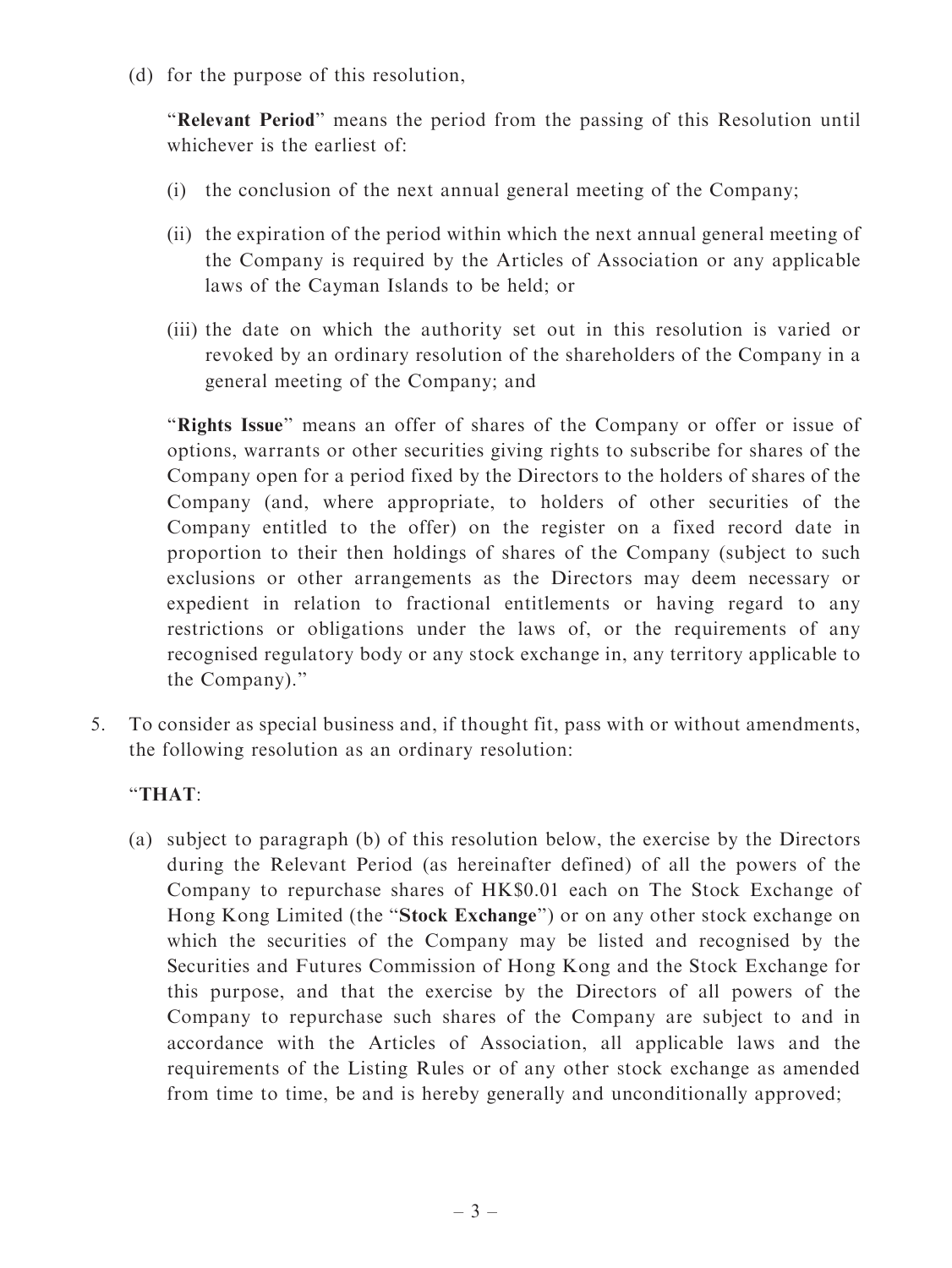(d) for the purpose of this resolution,

"**Relevant Period**" means the period from the passing of this Resolution until whichever is the earliest of:

(i) the conclusion of the next annual general meeting of the Company;

(ii) the expiration of the period within which the next annual general meeting of the Company is required by the Articles of Association or any applicable laws of the Cayman Islands to be held; or

(iii) the date on which the authority set out in this resolution is varied or revoked by an ordinary resolution of the shareholders of the Company in a general meeting of the Company; and

"**Rights Issue**" means an offer of shares of the Company or offer or issue of options, warrants or other securities giving rights to subscribe for shares of the Company open for a period fixed by the Directors to the holders of shares of the Company (and, where appropriate, to holders of other securities of the Company entitled to the offer) on the register on a fixed record date in proportion to their then holdings of shares of the Company (subject to such exclusions or other arrangements as the Directors may deem necessary or expedient in relation to fractional entitlements or having regard to any restrictions or obligations under the laws of, or the requirements of any recognised regulatory body or any stock exchange in, any territory applicable to the Company)."

5. To consider as special business and, if thought fit, pass with or without amendments, the following resolution as an ordinary resolution:

"**THAT**:

(a) subject to paragraph (b) of this resolution below, the exercise by the Directors during the Relevant Period (as hereinafter defined) of all the powers of the Company to repurchase shares of HK$0.01 each on The Stock Exchange of Hong Kong Limited (the "**Stock Exchange**") or on any other stock exchange on which the securities of the Company may be listed and recognised by the Securities and Futures Commission of Hong Kong and the Stock Exchange for this purpose, and that the exercise by the Directors of all powers of the Company to repurchase such shares of the Company are subject to and in accordance with the Articles of Association, all applicable laws and the requirements of the Listing Rules or of any other stock exchange as amended from time to time, be and is hereby generally and unconditionally approved;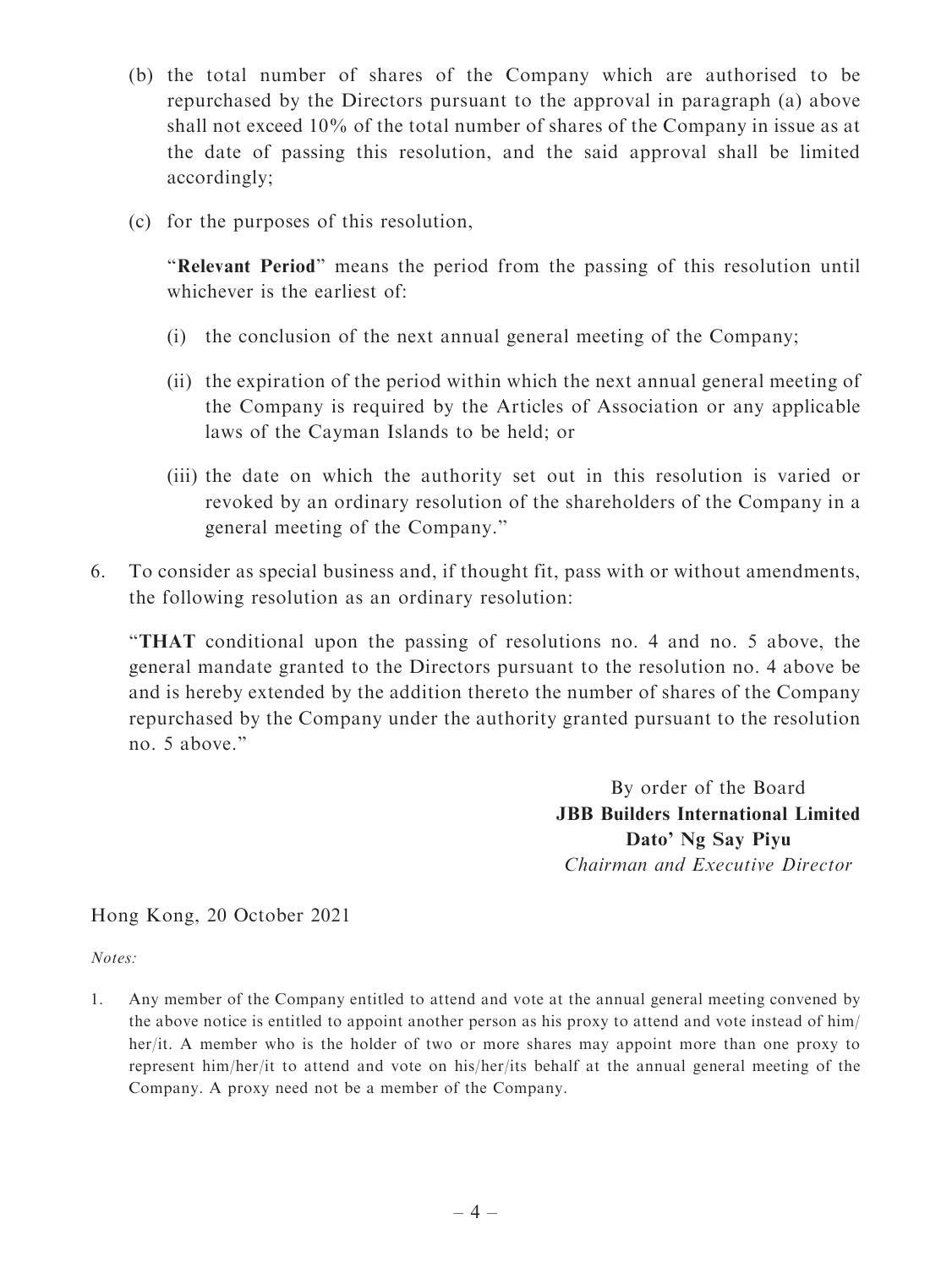(b) the total number of shares of the Company which are authorised to be repurchased by the Directors pursuant to the approval in paragraph (a) above shall not exceed 10% of the total number of shares of the Company in issue as at the date of passing this resolution, and the said approval shall be limited accordingly;

(c) for the purposes of this resolution,

"**Relevant Period**" means the period from the passing of this resolution until whichever is the earliest of:

(i) the conclusion of the next annual general meeting of the Company;

(ii) the expiration of the period within which the next annual general meeting of the Company is required by the Articles of Association or any applicable laws of the Cayman Islands to be held; or

(iii) the date on which the authority set out in this resolution is varied or revoked by an ordinary resolution of the shareholders of the Company in a general meeting of the Company."

6. To consider as special business and, if thought fit, pass with or without amendments, the following resolution as an ordinary resolution:

"**THAT** conditional upon the passing of resolutions no. 4 and no. 5 above, the general mandate granted to the Directors pursuant to the resolution no. 4 above be and is hereby extended by the addition thereto the number of shares of the Company repurchased by the Company under the authority granted pursuant to the resolution no. 5 above."

By order of the Board
**JBB Builders International Limited**
**Dato' Ng Say Piyu**
*Chairman and Executive Director*

Hong Kong, 20 October 2021

*Notes:*

1. Any member of the Company entitled to attend and vote at the annual general meeting convened by the above notice is entitled to appoint another person as his proxy to attend and vote instead of him/her/it. A member who is the holder of two or more shares may appoint more than one proxy to represent him/her/it to attend and vote on his/her/its behalf at the annual general meeting of the Company. A proxy need not be a member of the Company.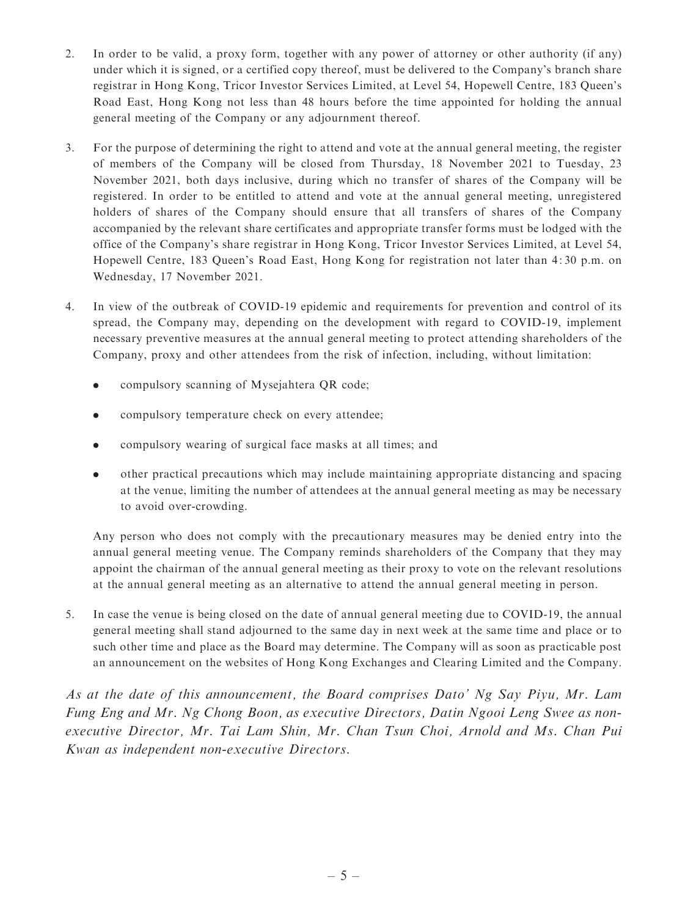2. In order to be valid, a proxy form, together with any power of attorney or other authority (if any) under which it is signed, or a certified copy thereof, must be delivered to the Company's branch share registrar in Hong Kong, Tricor Investor Services Limited, at Level 54, Hopewell Centre, 183 Queen's Road East, Hong Kong not less than 48 hours before the time appointed for holding the annual general meeting of the Company or any adjournment thereof.

3. For the purpose of determining the right to attend and vote at the annual general meeting, the register of members of the Company will be closed from Thursday, 18 November 2021 to Tuesday, 23 November 2021, both days inclusive, during which no transfer of shares of the Company will be registered. In order to be entitled to attend and vote at the annual general meeting, unregistered holders of shares of the Company should ensure that all transfers of shares of the Company accompanied by the relevant share certificates and appropriate transfer forms must be lodged with the office of the Company's share registrar in Hong Kong, Tricor Investor Services Limited, at Level 54, Hopewell Centre, 183 Queen's Road East, Hong Kong for registration not later than 4:30 p.m. on Wednesday, 17 November 2021.

4. In view of the outbreak of COVID-19 epidemic and requirements for prevention and control of its spread, the Company may, depending on the development with regard to COVID-19, implement necessary preventive measures at the annual general meeting to protect attending shareholders of the Company, proxy and other attendees from the risk of infection, including, without limitation:

   - compulsory scanning of Mysejahtera QR code;
   - compulsory temperature check on every attendee;
   - compulsory wearing of surgical face masks at all times; and
   - other practical precautions which may include maintaining appropriate distancing and spacing at the venue, limiting the number of attendees at the annual general meeting as may be necessary to avoid over-crowding.

   Any person who does not comply with the precautionary measures may be denied entry into the annual general meeting venue. The Company reminds shareholders of the Company that they may appoint the chairman of the annual general meeting as their proxy to vote on the relevant resolutions at the annual general meeting as an alternative to attend the annual general meeting in person.

5. In case the venue is being closed on the date of annual general meeting due to COVID-19, the annual general meeting shall stand adjourned to the same day in next week at the same time and place or to such other time and place as the Board may determine. The Company will as soon as practicable post an announcement on the websites of Hong Kong Exchanges and Clearing Limited and the Company.

*As at the date of this announcement, the Board comprises Dato' Ng Say Piyu, Mr. Lam Fung Eng and Mr. Ng Chong Boon, as executive Directors, Datin Ngooi Leng Swee as non-executive Director, Mr. Tai Lam Shin, Mr. Chan Tsun Choi, Arnold and Ms. Chan Pui Kwan as independent non-executive Directors.*